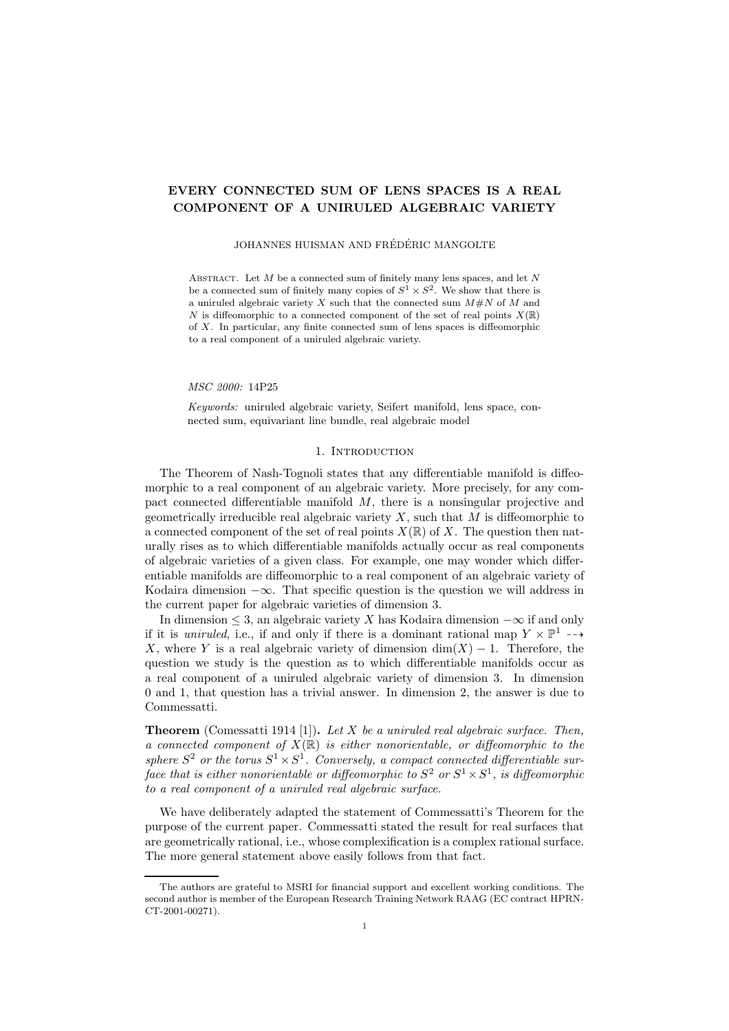# EVERY CONNECTED SUM OF LENS SPACES IS A REAL COMPONENT OF A UNIRULED ALGEBRAIC VARIETY

JOHANNES HUISMAN AND FRÉDÉRIC MANGOLTE

Abstract. Let $M$ be a connected sum of finitely many lens spaces, and let $N$ be a connected sum of finitely many copies of $S^1 \times S^2$. We show that there is a uniruled algebraic variety $X$ such that the connected sum $M \# N$ of $M$ and $N$ is diffeomorphic to a connected component of the set of real points $X(\mathbb{R})$ of $X$. In particular, any finite connected sum of lens spaces is diffeomorphic to a real component of a uniruled algebraic variety.

*MSC 2000:* 14P25

*Keywords:* uniruled algebraic variety, Seifert manifold, lens space, connected sum, equivariant line bundle, real algebraic model

## 1. Introduction

The Theorem of Nash-Tognoli states that any differentiable manifold is diffeomorphic to a real component of an algebraic variety. More precisely, for any compact connected differentiable manifold $M$, there is a nonsingular projective and geometrically irreducible real algebraic variety $X$, such that $M$ is diffeomorphic to a connected component of the set of real points $X(\mathbb{R})$ of $X$. The question then naturally rises as to which differentiable manifolds actually occur as real components of algebraic varieties of a given class. For example, one may wonder which differentiable manifolds are diffeomorphic to a real component of an algebraic variety of Kodaira dimension $-\infty$. That specific question is the question we will address in the current paper for algebraic varieties of dimension 3.

In dimension $\leq 3$, an algebraic variety $X$ has Kodaira dimension $-\infty$ if and only if it is *uniruled*, i.e., if and only if there is a dominant rational map $Y \times \mathbb{P}^1 \dashrightarrow X$, where $Y$ is a real algebraic variety of dimension $\dim(X) - 1$. Therefore, the question we study is the question as to which differentiable manifolds occur as a real component of a uniruled algebraic variety of dimension 3. In dimension 0 and 1, that question has a trivial answer. In dimension 2, the answer is due to Commessatti.

**Theorem** (Comessatti 1914 [1]). *Let $X$ be a uniruled real algebraic surface. Then, a connected component of $X(\mathbb{R})$ is either nonorientable, or diffeomorphic to the sphere $S^2$ or the torus $S^1 \times S^1$. Conversely, a compact connected differentiable surface that is either nonorientable or diffeomorphic to $S^2$ or $S^1 \times S^1$, is diffeomorphic to a real component of a uniruled real algebraic surface.*

We have deliberately adapted the statement of Commessatti's Theorem for the purpose of the current paper. Commessatti stated the result for real surfaces that are geometrically rational, i.e., whose complexification is a complex rational surface. The more general statement above easily follows from that fact.

The authors are grateful to MSRI for financial support and excellent working conditions. The second author is member of the European Research Training Network RAAG (EC contract HPRN-CT-2001-00271).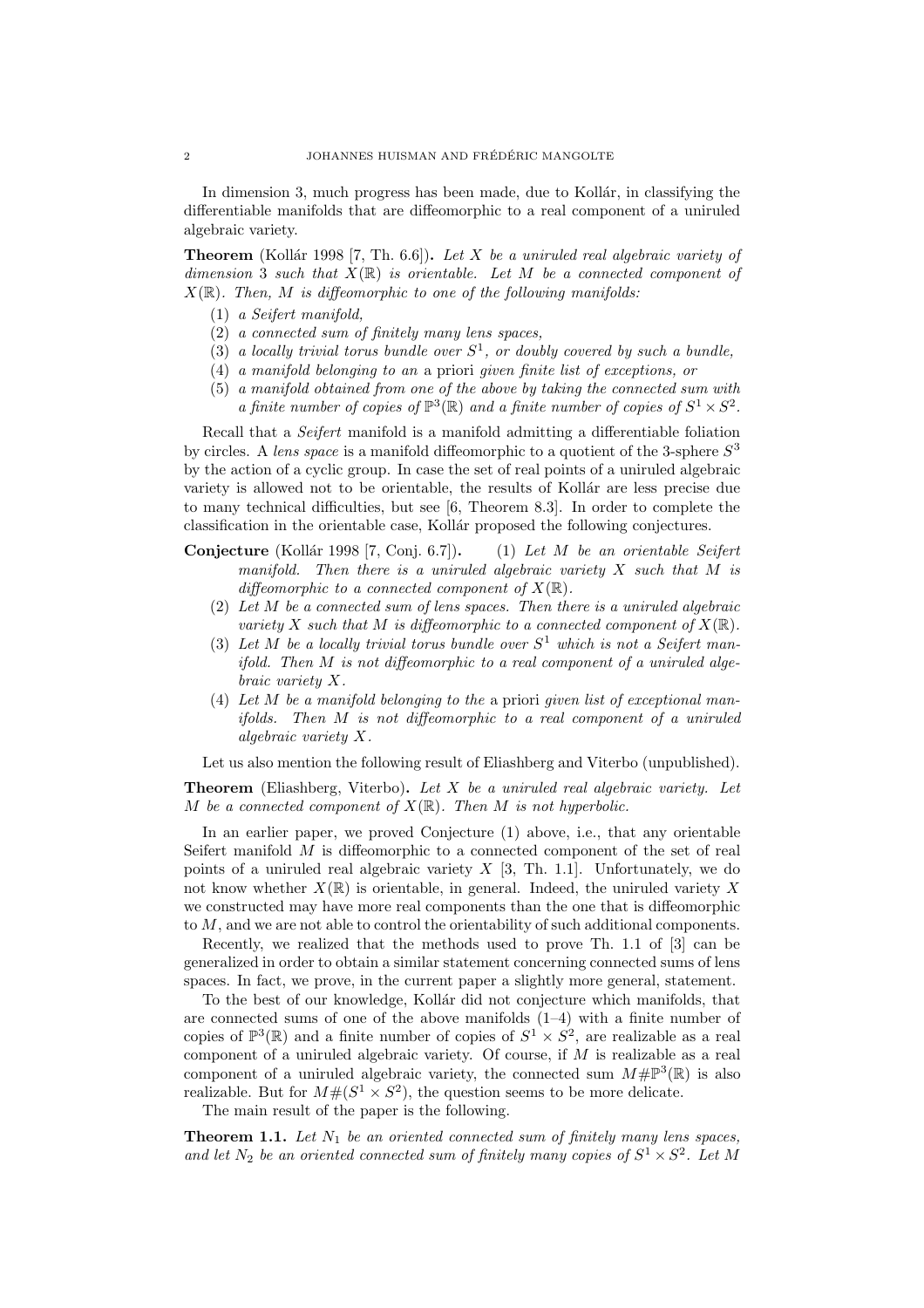In dimension 3, much progress has been made, due to Kollár, in classifying the differentiable manifolds that are diffeomorphic to a real component of a uniruled algebraic variety.

**Theorem** (Kollár 1998 [7, Th. 6.6])**.** *Let $X$ be a uniruled real algebraic variety of dimension 3 such that $X(\mathbb{R})$ is orientable. Let $M$ be a connected component of $X(\mathbb{R})$. Then, $M$ is diffeomorphic to one of the following manifolds:*

1. *a Seifert manifold,*
2. *a connected sum of finitely many lens spaces,*
3. *a locally trivial torus bundle over $S^1$, or doubly covered by such a bundle,*
4. *a manifold belonging to an* a priori *given finite list of exceptions, or*
5. *a manifold obtained from one of the above by taking the connected sum with a finite number of copies of $\mathbb{P}^3(\mathbb{R})$ and a finite number of copies of $S^1 \times S^2$.*

Recall that a *Seifert* manifold is a manifold admitting a differentiable foliation by circles. A *lens space* is a manifold diffeomorphic to a quotient of the 3-sphere $S^3$ by the action of a cyclic group. In case the set of real points of a uniruled algebraic variety is allowed not to be orientable, the results of Kollár are less precise due to many technical difficulties, but see [6, Theorem 8.3]. In order to complete the classification in the orientable case, Kollár proposed the following conjectures.

**Conjecture** (Kollár 1998 [7, Conj. 6.7])**.**

1. *Let $M$ be an orientable Seifert manifold. Then there is a uniruled algebraic variety $X$ such that $M$ is diffeomorphic to a connected component of $X(\mathbb{R})$.*
2. *Let $M$ be a connected sum of lens spaces. Then there is a uniruled algebraic variety $X$ such that $M$ is diffeomorphic to a connected component of $X(\mathbb{R})$.*
3. *Let $M$ be a locally trivial torus bundle over $S^1$ which is not a Seifert manifold. Then $M$ is not diffeomorphic to a real component of a uniruled algebraic variety $X$.*
4. *Let $M$ be a manifold belonging to the* a priori *given list of exceptional manifolds. Then $M$ is not diffeomorphic to a real component of a uniruled algebraic variety $X$.*

Let us also mention the following result of Eliashberg and Viterbo (unpublished).

**Theorem** (Eliashberg, Viterbo)**.** *Let $X$ be a uniruled real algebraic variety. Let $M$ be a connected component of $X(\mathbb{R})$. Then $M$ is not hyperbolic.*

In an earlier paper, we proved Conjecture (1) above, i.e., that any orientable Seifert manifold $M$ is diffeomorphic to a connected component of the set of real points of a uniruled real algebraic variety $X$ [3, Th. 1.1]. Unfortunately, we do not know whether $X(\mathbb{R})$ is orientable, in general. Indeed, the uniruled variety $X$ we constructed may have more real components than the one that is diffeomorphic to $M$, and we are not able to control the orientability of such additional components.

Recently, we realized that the methods used to prove Th. 1.1 of [3] can be generalized in order to obtain a similar statement concerning connected sums of lens spaces. In fact, we prove, in the current paper a slightly more general, statement.

To the best of our knowledge, Kollár did not conjecture which manifolds, that are connected sums of one of the above manifolds (1–4) with a finite number of copies of $\mathbb{P}^3(\mathbb{R})$ and a finite number of copies of $S^1 \times S^2$, are realizable as a real component of a uniruled algebraic variety. Of course, if $M$ is realizable as a real component of a uniruled algebraic variety, the connected sum $M\#\mathbb{P}^3(\mathbb{R})$ is also realizable. But for $M\#(S^1 \times S^2)$, the question seems to be more delicate.

The main result of the paper is the following.

**Theorem 1.1.** *Let $N_1$ be an oriented connected sum of finitely many lens spaces, and let $N_2$ be an oriented connected sum of finitely many copies of $S^1 \times S^2$. Let $M$*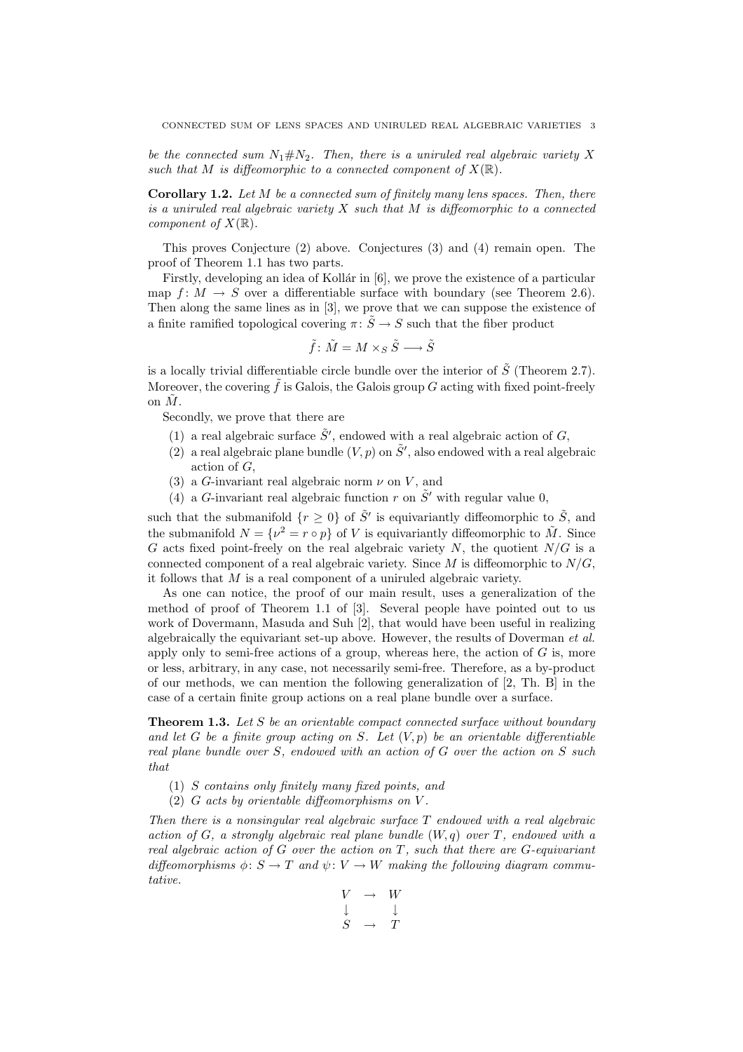*be the connected sum $N_1 \# N_2$. Then, there is a uniruled real algebraic variety $X$ such that $M$ is diffeomorphic to a connected component of $X(\mathbb{R})$.*

**Corollary 1.2.** *Let $M$ be a connected sum of finitely many lens spaces. Then, there is a uniruled real algebraic variety $X$ such that $M$ is diffeomorphic to a connected component of $X(\mathbb{R})$.*

This proves Conjecture (2) above. Conjectures (3) and (4) remain open. The proof of Theorem 1.1 has two parts.

Firstly, developing an idea of Kollár in [6], we prove the existence of a particular map $f\colon M \to S$ over a differentiable surface with boundary (see Theorem 2.6). Then along the same lines as in [3], we prove that we can suppose the existence of a finite ramified topological covering $\pi\colon \tilde{S} \to S$ such that the fiber product

$$\tilde{f}\colon \tilde{M} = M \times_S \tilde{S} \longrightarrow \tilde{S}$$

is a locally trivial differentiable circle bundle over the interior of $\tilde{S}$ (Theorem 2.7). Moreover, the covering $\tilde{f}$ is Galois, the Galois group $G$ acting with fixed point-freely on $\tilde{M}$.

Secondly, we prove that there are

1. a real algebraic surface $\tilde{S}'$, endowed with a real algebraic action of $G$,
2. a real algebraic plane bundle $(V, p)$ on $\tilde{S}'$, also endowed with a real algebraic action of $G$,
3. a $G$-invariant real algebraic norm $\nu$ on $V$, and
4. a $G$-invariant real algebraic function $r$ on $\tilde{S}'$ with regular value 0,

such that the submanifold $\{r \geq 0\}$ of $\tilde{S}'$ is equivariantly diffeomorphic to $\tilde{S}$, and the submanifold $N = \{\nu^2 = r \circ p\}$ of $V$ is equivariantly diffeomorphic to $\tilde{M}$. Since $G$ acts fixed point-freely on the real algebraic variety $N$, the quotient $N/G$ is a connected component of a real algebraic variety. Since $M$ is diffeomorphic to $N/G$, it follows that $M$ is a real component of a uniruled algebraic variety.

As one can notice, the proof of our main result, uses a generalization of the method of proof of Theorem 1.1 of [3]. Several people have pointed out to us work of Dovermann, Masuda and Suh [2], that would have been useful in realizing algebraically the equivariant set-up above. However, the results of Doverman *et al.* apply only to semi-free actions of a group, whereas here, the action of $G$ is, more or less, arbitrary, in any case, not necessarily semi-free. Therefore, as a by-product of our methods, we can mention the following generalization of [2, Th. B] in the case of a certain finite group actions on a real plane bundle over a surface.

**Theorem 1.3.** *Let $S$ be an orientable compact connected surface without boundary and let $G$ be a finite group acting on $S$. Let $(V, p)$ be an orientable differentiable real plane bundle over $S$, endowed with an action of $G$ over the action on $S$ such that*

1. *$S$ contains only finitely many fixed points, and*
2. *$G$ acts by orientable diffeomorphisms on $V$.*

*Then there is a nonsingular real algebraic surface $T$ endowed with a real algebraic action of $G$, a strongly algebraic real plane bundle $(W, q)$ over $T$, endowed with a real algebraic action of $G$ over the action on $T$, such that there are $G$-equivariant diffeomorphisms $\phi\colon S \to T$ and $\psi\colon V \to W$ making the following diagram commutative.*

$$\begin{array}{ccc} V & \to & W \\ \downarrow & & \downarrow \\ S & \to & T \end{array}$$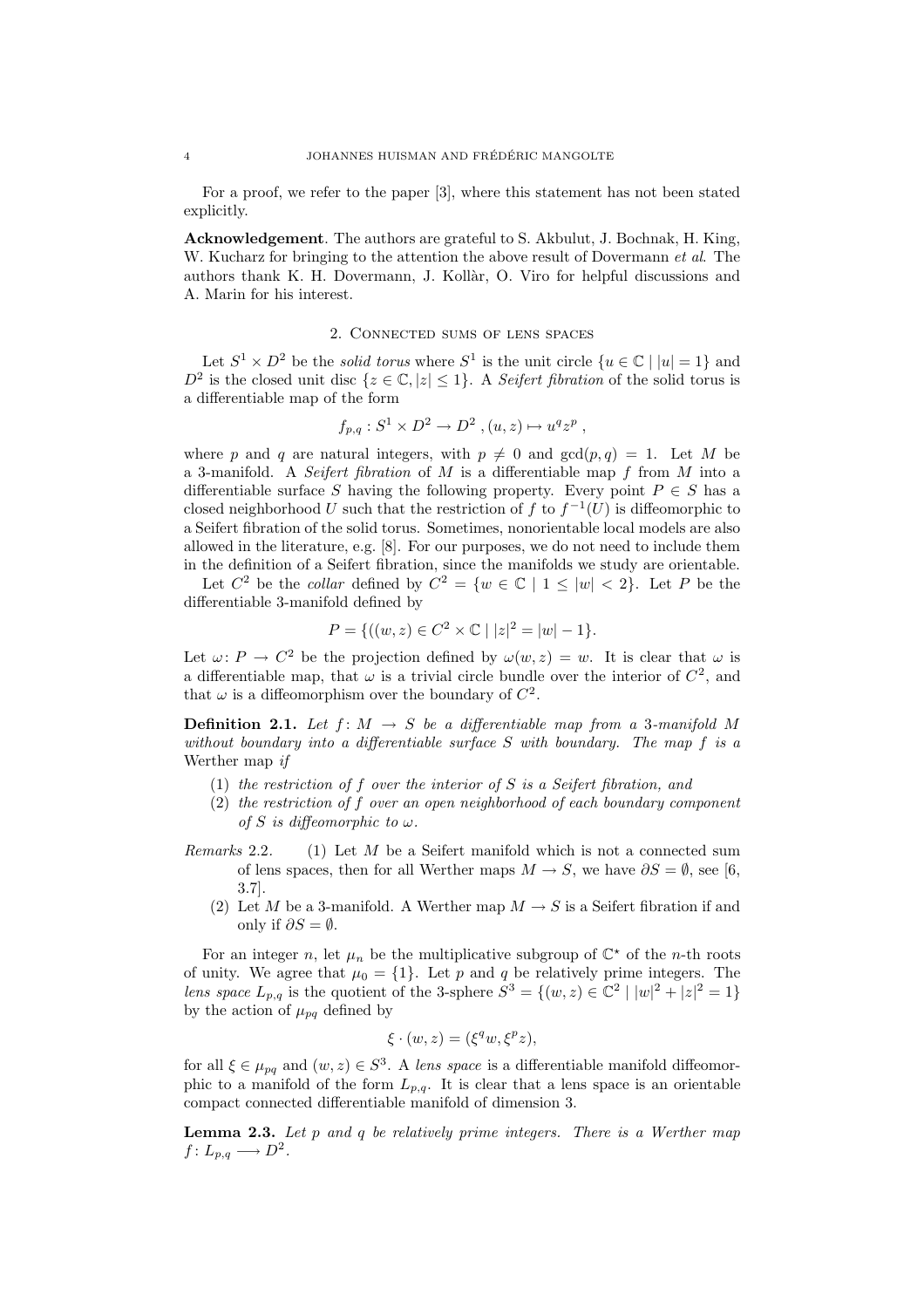For a proof, we refer to the paper [3], where this statement has not been stated explicitly.

**Acknowledgement**. The authors are grateful to S. Akbulut, J. Bochnak, H. King, W. Kucharz for bringing to the attention the above result of Dovermann *et al*. The authors thank K. H. Dovermann, J. Kollàr, O. Viro for helpful discussions and A. Marin for his interest.

## 2. Connected sums of lens spaces

Let $S^1 \times D^2$ be the *solid torus* where $S^1$ is the unit circle $\{u \in \mathbb{C} \mid |u| = 1\}$ and $D^2$ is the closed unit disc $\{z \in \mathbb{C}, |z| \leq 1\}$. A *Seifert fibration* of the solid torus is a differentiable map of the form

$$f_{p,q} : S^1 \times D^2 \to D^2 \;, (u, z) \mapsto u^q z^p \;,$$

where $p$ and $q$ are natural integers, with $p \neq 0$ and $\gcd(p, q) = 1$. Let $M$ be a 3-manifold. A *Seifert fibration* of $M$ is a differentiable map $f$ from $M$ into a differentiable surface $S$ having the following property. Every point $P \in S$ has a closed neighborhood $U$ such that the restriction of $f$ to $f^{-1}(U)$ is diffeomorphic to a Seifert fibration of the solid torus. Sometimes, nonorientable local models are also allowed in the literature, e.g. [8]. For our purposes, we do not need to include them in the definition of a Seifert fibration, since the manifolds we study are orientable.

Let $C^2$ be the *collar* defined by $C^2 = \{w \in \mathbb{C} \mid 1 \leq |w| < 2\}$. Let $P$ be the differentiable 3-manifold defined by

$$P = \{((w, z) \in C^2 \times \mathbb{C} \mid |z|^2 = |w| - 1\}.$$

Let $\omega \colon P \to C^2$ be the projection defined by $\omega(w, z) = w$. It is clear that $\omega$ is a differentiable map, that $\omega$ is a trivial circle bundle over the interior of $C^2$, and that $\omega$ is a diffeomorphism over the boundary of $C^2$.

**Definition 2.1.** *Let $f \colon M \to S$ be a differentiable map from a 3-manifold $M$ without boundary into a differentiable surface $S$ with boundary. The map $f$ is a* Werther map *if*

1. *the restriction of $f$ over the interior of $S$ is a Seifert fibration, and*
2. *the restriction of $f$ over an open neighborhood of each boundary component of $S$ is diffeomorphic to $\omega$.*

*Remarks* 2.2.
1. Let $M$ be a Seifert manifold which is not a connected sum of lens spaces, then for all Werther maps $M \to S$, we have $\partial S = \emptyset$, see [6, 3.7].
2. Let $M$ be a 3-manifold. A Werther map $M \to S$ is a Seifert fibration if and only if $\partial S = \emptyset$.

For an integer $n$, let $\mu_n$ be the multiplicative subgroup of $\mathbb{C}^\star$ of the $n$-th roots of unity. We agree that $\mu_0 = \{1\}$. Let $p$ and $q$ be relatively prime integers. The *lens space* $L_{p,q}$ is the quotient of the 3-sphere $S^3 = \{(w, z) \in \mathbb{C}^2 \mid |w|^2 + |z|^2 = 1\}$ by the action of $\mu_{pq}$ defined by

$$\xi \cdot (w, z) = (\xi^q w, \xi^p z),$$

for all $\xi \in \mu_{pq}$ and $(w, z) \in S^3$. A *lens space* is a differentiable manifold diffeomorphic to a manifold of the form $L_{p,q}$. It is clear that a lens space is an orientable compact connected differentiable manifold of dimension 3.

**Lemma 2.3.** *Let $p$ and $q$ be relatively prime integers. There is a Werther map $f \colon L_{p,q} \longrightarrow D^2$.*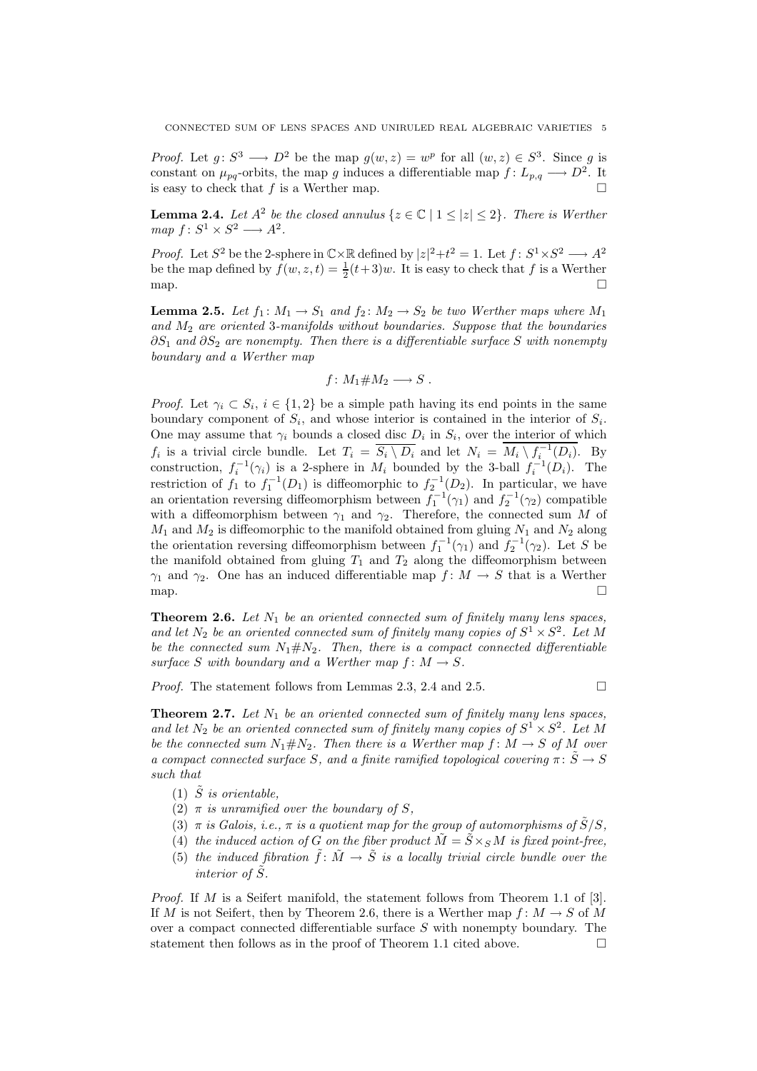*Proof.* Let $g\colon S^3 \longrightarrow D^2$ be the map $g(w,z) = w^p$ for all $(w,z) \in S^3$. Since $g$ is constant on $\mu_{pq}$-orbits, the map $g$ induces a differentiable map $f\colon L_{p,q} \longrightarrow D^2$. It is easy to check that $f$ is a Werther map. $\square$

**Lemma 2.4.** *Let $A^2$ be the closed annulus $\{z \in \mathbb{C} \mid 1 \le |z| \le 2\}$. There is Werther map $f\colon S^1 \times S^2 \longrightarrow A^2$.*

*Proof.* Let $S^2$ be the 2-sphere in $\mathbb{C}\times\mathbb{R}$ defined by $|z|^2+t^2 = 1$. Let $f\colon S^1\times S^2 \longrightarrow A^2$ be the map defined by $f(w,z,t) = \frac{1}{2}(t+3)w$. It is easy to check that $f$ is a Werther map. $\square$

**Lemma 2.5.** *Let $f_1\colon M_1 \to S_1$ and $f_2\colon M_2 \to S_2$ be two Werther maps where $M_1$ and $M_2$ are oriented 3-manifolds without boundaries. Suppose that the boundaries $\partial S_1$ and $\partial S_2$ are nonempty. Then there is a differentiable surface $S$ with nonempty boundary and a Werther map*

$$f\colon M_1 \# M_2 \longrightarrow S\ .$$

*Proof.* Let $\gamma_i \subset S_i$, $i \in \{1,2\}$ be a simple path having its end points in the same boundary component of $S_i$, and whose interior is contained in the interior of $S_i$. One may assume that $\gamma_i$ bounds a closed disc $D_i$ in $S_i$, over the interior of which $f_i$ is a trivial circle bundle. Let $T_i = \overline{S_i \setminus D_i}$ and let $N_i = \overline{M_i \setminus f_i^{-1}(D_i)}$. By construction, $f_i^{-1}(\gamma_i)$ is a 2-sphere in $M_i$ bounded by the 3-ball $f_i^{-1}(D_i)$. The restriction of $f_1$ to $f_1^{-1}(D_1)$ is diffeomorphic to $f_2^{-1}(D_2)$. In particular, we have an orientation reversing diffeomorphism between $f_1^{-1}(\gamma_1)$ and $f_2^{-1}(\gamma_2)$ compatible with a diffeomorphism between $\gamma_1$ and $\gamma_2$. Therefore, the connected sum $M$ of $M_1$ and $M_2$ is diffeomorphic to the manifold obtained from gluing $N_1$ and $N_2$ along the orientation reversing diffeomorphism between $f_1^{-1}(\gamma_1)$ and $f_2^{-1}(\gamma_2)$. Let $S$ be the manifold obtained from gluing $T_1$ and $T_2$ along the diffeomorphism between $\gamma_1$ and $\gamma_2$. One has an induced differentiable map $f\colon M \to S$ that is a Werther map. $\square$

**Theorem 2.6.** *Let $N_1$ be an oriented connected sum of finitely many lens spaces, and let $N_2$ be an oriented connected sum of finitely many copies of $S^1 \times S^2$. Let $M$ be the connected sum $N_1 \# N_2$. Then, there is a compact connected differentiable surface $S$ with boundary and a Werther map $f\colon M \to S$.*

*Proof.* The statement follows from Lemmas 2.3, 2.4 and 2.5. $\square$

**Theorem 2.7.** *Let $N_1$ be an oriented connected sum of finitely many lens spaces, and let $N_2$ be an oriented connected sum of finitely many copies of $S^1 \times S^2$. Let $M$ be the connected sum $N_1 \# N_2$. Then there is a Werther map $f\colon M \to S$ of $M$ over a compact connected surface $S$, and a finite ramified topological covering $\pi\colon \tilde{S} \to S$ such that*

1. *$\tilde{S}$ is orientable,*
2. *$\pi$ is unramified over the boundary of $S$,*
3. *$\pi$ is Galois, i.e., $\pi$ is a quotient map for the group of automorphisms of $\tilde{S}/S$,*
4. *the induced action of $G$ on the fiber product $\tilde{M} = \tilde{S} \times_S M$ is fixed point-free,*
5. *the induced fibration $\tilde{f}\colon \tilde{M} \to \tilde{S}$ is a locally trivial circle bundle over the interior of $\tilde{S}$.*

*Proof.* If $M$ is a Seifert manifold, the statement follows from Theorem 1.1 of [3]. If $M$ is not Seifert, then by Theorem 2.6, there is a Werther map $f\colon M \to S$ of $M$ over a compact connected differentiable surface $S$ with nonempty boundary. The statement then follows as in the proof of Theorem 1.1 cited above. $\square$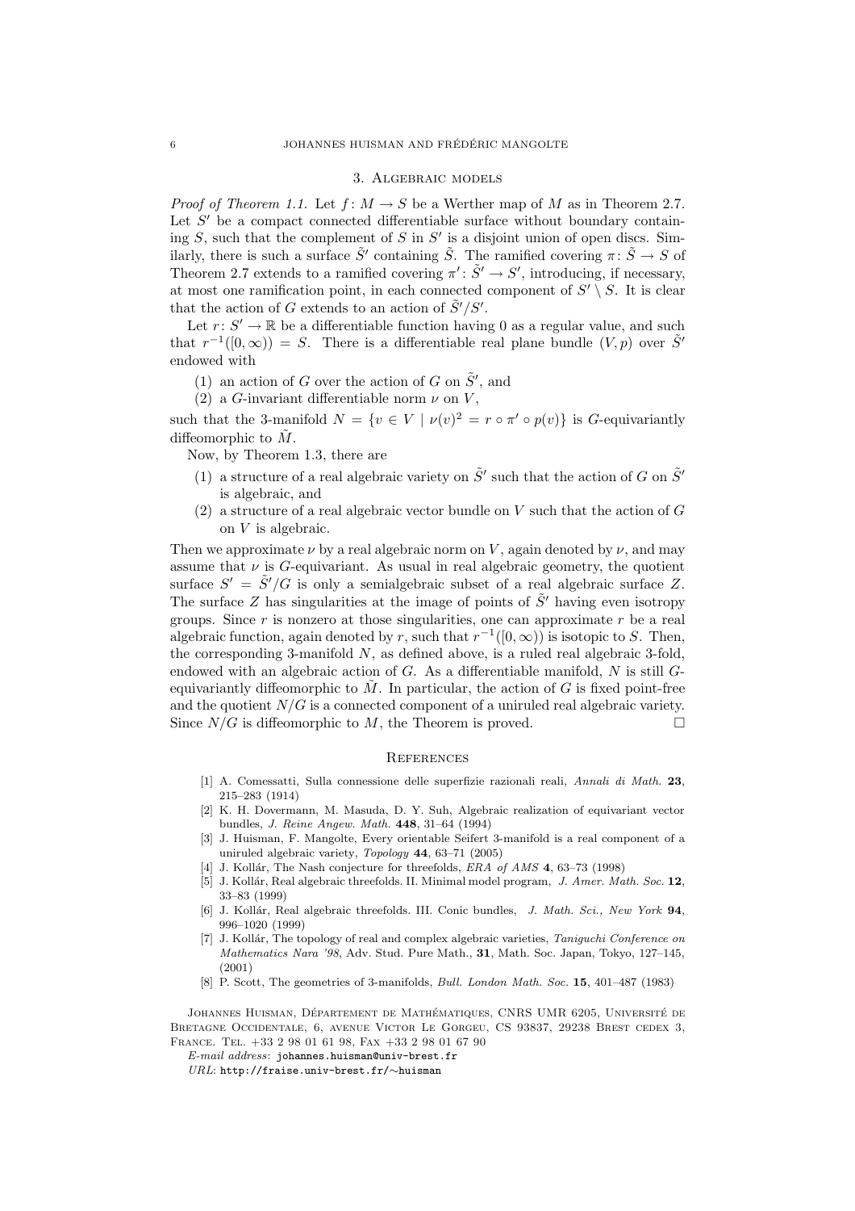## 3. Algebraic models

*Proof of Theorem 1.1.* Let $f\colon M \to S$ be a Werther map of $M$ as in Theorem 2.7. Let $S'$ be a compact connected differentiable surface without boundary containing $S$, such that the complement of $S$ in $S'$ is a disjoint union of open discs. Similarly, there is such a surface $\tilde{S}'$ containing $\tilde{S}$. The ramified covering $\pi\colon \tilde{S} \to S$ of Theorem 2.7 extends to a ramified covering $\pi'\colon \tilde{S}' \to S'$, introducing, if necessary, at most one ramification point, in each connected component of $S' \setminus S$. It is clear that the action of $G$ extends to an action of $\tilde{S}'/S'$.

Let $r\colon S' \to \mathbb{R}$ be a differentiable function having 0 as a regular value, and such that $r^{-1}([0,\infty)) = S$. There is a differentiable real plane bundle $(V, p)$ over $\tilde{S}'$ endowed with

1. an action of $G$ over the action of $G$ on $\tilde{S}'$, and
2. a $G$-invariant differentiable norm $\nu$ on $V$,

such that the 3-manifold $N = \{v \in V \mid \nu(v)^2 = r \circ \pi' \circ p(v)\}$ is $G$-equivariantly diffeomorphic to $\tilde{M}$.

Now, by Theorem 1.3, there are

1. a structure of a real algebraic variety on $\tilde{S}'$ such that the action of $G$ on $\tilde{S}'$ is algebraic, and
2. a structure of a real algebraic vector bundle on $V$ such that the action of $G$ on $V$ is algebraic.

Then we approximate $\nu$ by a real algebraic norm on $V$, again denoted by $\nu$, and may assume that $\nu$ is $G$-equivariant. As usual in real algebraic geometry, the quotient surface $S' = \tilde{S}'/G$ is only a semialgebraic subset of a real algebraic surface $Z$. The surface $Z$ has singularities at the image of points of $\tilde{S}'$ having even isotropy groups. Since $r$ is nonzero at those singularities, one can approximate $r$ be a real algebraic function, again denoted by $r$, such that $r^{-1}([0,\infty))$ is isotopic to $S$. Then, the corresponding 3-manifold $N$, as defined above, is a ruled real algebraic 3-fold, endowed with an algebraic action of $G$. As a differentiable manifold, $N$ is still $G$-equivariantly diffeomorphic to $\tilde{M}$. In particular, the action of $G$ is fixed point-free and the quotient $N/G$ is a connected component of a uniruled real algebraic variety. Since $N/G$ is diffeomorphic to $M$, the Theorem is proved. □

## References

[1] A. Comessatti, Sulla connessione delle superfizie razionali reali, *Annali di Math.* **23**, 215–283 (1914)

[2] K. H. Dovermann, M. Masuda, D. Y. Suh, Algebraic realization of equivariant vector bundles, *J. Reine Angew. Math.* **448**, 31–64 (1994)

[3] J. Huisman, F. Mangolte, Every orientable Seifert 3-manifold is a real component of a uniruled algebraic variety, *Topology* **44**, 63–71 (2005)

[4] J. Kollár, The Nash conjecture for threefolds, *ERA of AMS* **4**, 63–73 (1998)

[5] J. Kollár, Real algebraic threefolds. II. Minimal model program, *J. Amer. Math. Soc.* **12**, 33–83 (1999)

[6] J. Kollár, Real algebraic threefolds. III. Conic bundles, *J. Math. Sci., New York* **94**, 996–1020 (1999)

[7] J. Kollár, The topology of real and complex algebraic varieties, *Taniguchi Conference on Mathematics Nara '98*, Adv. Stud. Pure Math., **31**, Math. Soc. Japan, Tokyo, 127–145, (2001)

[8] P. Scott, The geometries of 3-manifolds, *Bull. London Math. Soc.* **15**, 401–487 (1983)

Johannes Huisman, Département de Mathématiques, CNRS UMR 6205, Université de Bretagne Occidentale, 6, avenue Victor Le Gorgeu, CS 93837, 29238 Brest cedex 3, France. Tel. +33 2 98 01 61 98, Fax +33 2 98 01 67 90

*E-mail address*: johannes.huisman@univ-brest.fr

*URL*: http://fraise.univ-brest.fr/∼huisman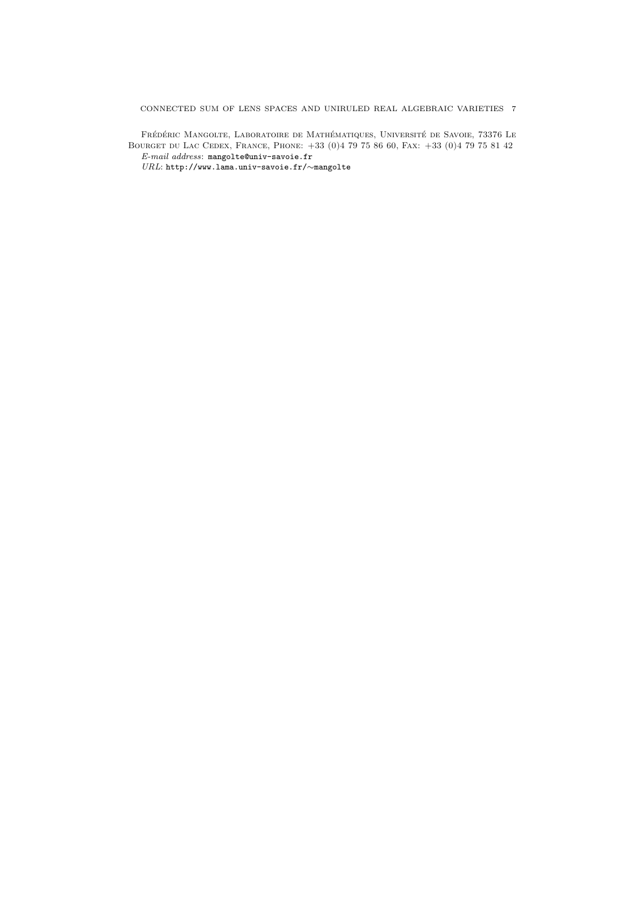Frédéric Mangolte, Laboratoire de Mathématiques, Université de Savoie, 73376 Le Bourget du Lac Cedex, France, Phone: +33 (0)4 79 75 86 60, Fax: +33 (0)4 79 75 81 42

*E-mail address*: mangolte@univ-savoie.fr

*URL*: http://www.lama.univ-savoie.fr/∼mangolte